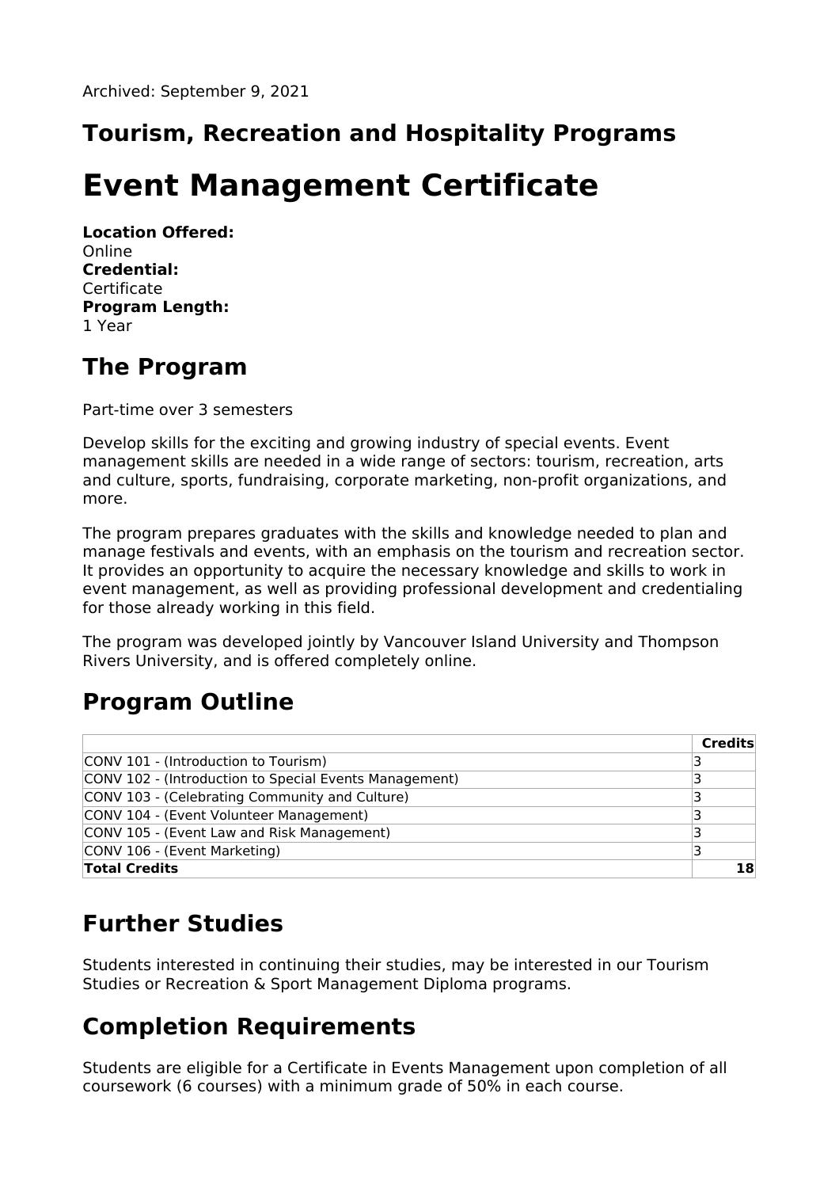Archived: September 9, 2021

## Tourism, Recreation and Hospitality Programs

# Event Management Certificate

**Location Offered:**
Online
**Credential:**
Certificate
**Program Length:**
1 Year

## The Program

Part-time over 3 semesters

Develop skills for the exciting and growing industry of special events. Event management skills are needed in a wide range of sectors: tourism, recreation, arts and culture, sports, fundraising, corporate marketing, non-profit organizations, and more.

The program prepares graduates with the skills and knowledge needed to plan and manage festivals and events, with an emphasis on the tourism and recreation sector. It provides an opportunity to acquire the necessary knowledge and skills to work in event management, as well as providing professional development and credentialing for those already working in this field.

The program was developed jointly by Vancouver Island University and Thompson Rivers University, and is offered completely online.

## Program Outline

| | **Credits** |
|---|---|
| CONV 101 - (Introduction to Tourism) | 3 |
| CONV 102 - (Introduction to Special Events Management) | 3 |
| CONV 103 - (Celebrating Community and Culture) | 3 |
| CONV 104 - (Event Volunteer Management) | 3 |
| CONV 105 - (Event Law and Risk Management) | 3 |
| CONV 106 - (Event Marketing) | 3 |
| **Total Credits** | **18** |

## Further Studies

Students interested in continuing their studies, may be interested in our Tourism Studies or Recreation & Sport Management Diploma programs.

## Completion Requirements

Students are eligible for a Certificate in Events Management upon completion of all coursework (6 courses) with a minimum grade of 50% in each course.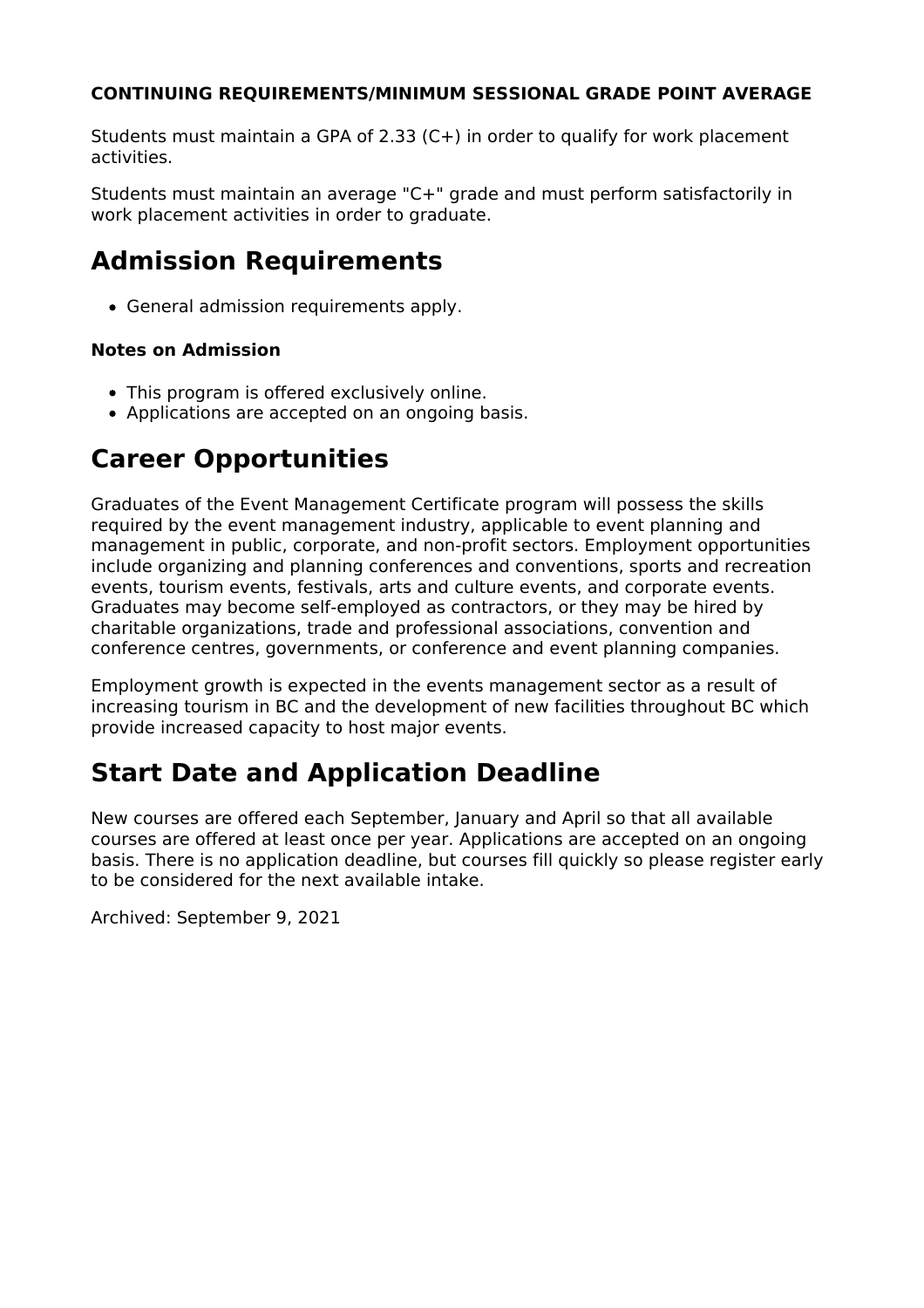**CONTINUING REQUIREMENTS/MINIMUM SESSIONAL GRADE POINT AVERAGE**

Students must maintain a GPA of 2.33 (C+) in order to qualify for work placement activities.

Students must maintain an average "C+" grade and must perform satisfactorily in work placement activities in order to graduate.

# Admission Requirements

- General admission requirements apply.

**Notes on Admission**

- This program is offered exclusively online.
- Applications are accepted on an ongoing basis.

# Career Opportunities

Graduates of the Event Management Certificate program will possess the skills required by the event management industry, applicable to event planning and management in public, corporate, and non-profit sectors. Employment opportunities include organizing and planning conferences and conventions, sports and recreation events, tourism events, festivals, arts and culture events, and corporate events. Graduates may become self-employed as contractors, or they may be hired by charitable organizations, trade and professional associations, convention and conference centres, governments, or conference and event planning companies.

Employment growth is expected in the events management sector as a result of increasing tourism in BC and the development of new facilities throughout BC which provide increased capacity to host major events.

# Start Date and Application Deadline

New courses are offered each September, January and April so that all available courses are offered at least once per year. Applications are accepted on an ongoing basis. There is no application deadline, but courses fill quickly so please register early to be considered for the next available intake.

Archived: September 9, 2021